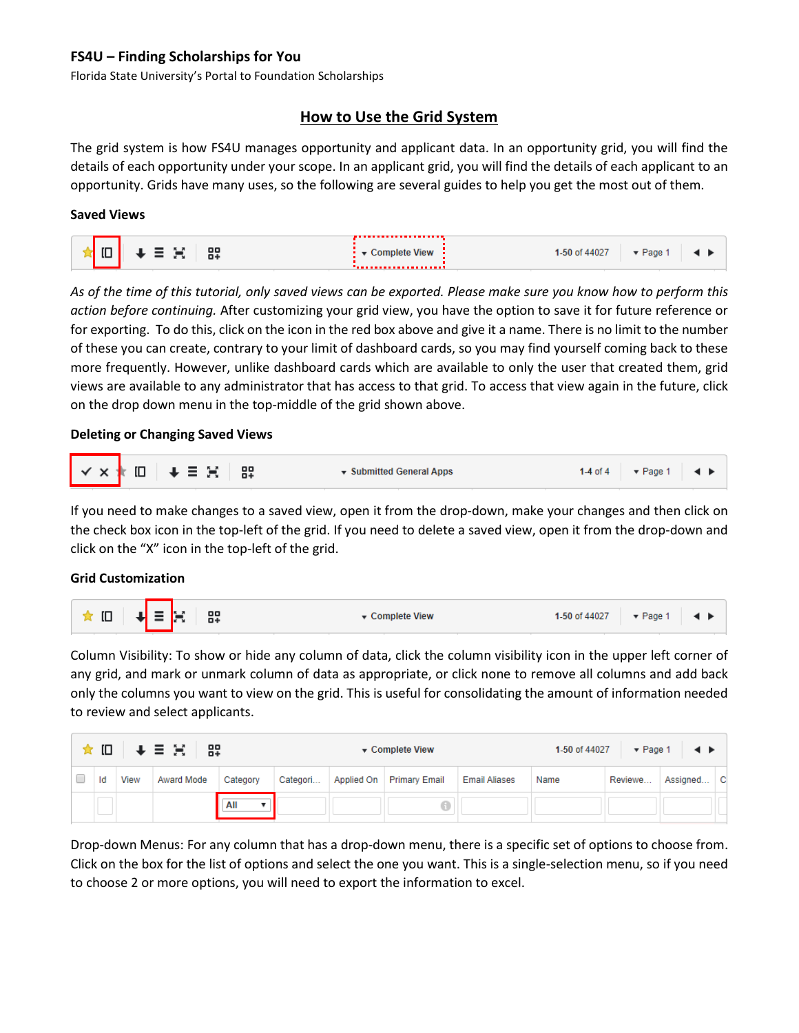**FS4U – Finding Scholarships for You**

Florida State University's Portal to Foundation Scholarships

## How to Use the Grid System

The grid system is how FS4U manages opportunity and applicant data. In an opportunity grid, you will find the details of each opportunity under your scope. In an applicant grid, you will find the details of each applicant to an opportunity. Grids have many uses, so the following are several guides to help you get the most out of them.

### Saved Views

*As of the time of this tutorial, only saved views can be exported. Please make sure you know how to perform this action before continuing.* After customizing your grid view, you have the option to save it for future reference or for exporting. To do this, click on the icon in the red box above and give it a name. There is no limit to the number of these you can create, contrary to your limit of dashboard cards, so you may find yourself coming back to these more frequently. However, unlike dashboard cards which are available to only the user that created them, grid views are available to any administrator that has access to that grid. To access that view again in the future, click on the drop down menu in the top-middle of the grid shown above.

### Deleting or Changing Saved Views

If you need to make changes to a saved view, open it from the drop-down, make your changes and then click on the check box icon in the top-left of the grid. If you need to delete a saved view, open it from the drop-down and click on the "X" icon in the top-left of the grid.

### Grid Customization

Column Visibility: To show or hide any column of data, click the column visibility icon in the upper left corner of any grid, and mark or unmark column of data as appropriate, or click none to remove all columns and add back only the columns you want to view on the grid. This is useful for consolidating the amount of information needed to review and select applicants.

Drop-down Menus: For any column that has a drop-down menu, there is a specific set of options to choose from. Click on the box for the list of options and select the one you want. This is a single-selection menu, so if you need to choose 2 or more options, you will need to export the information to excel.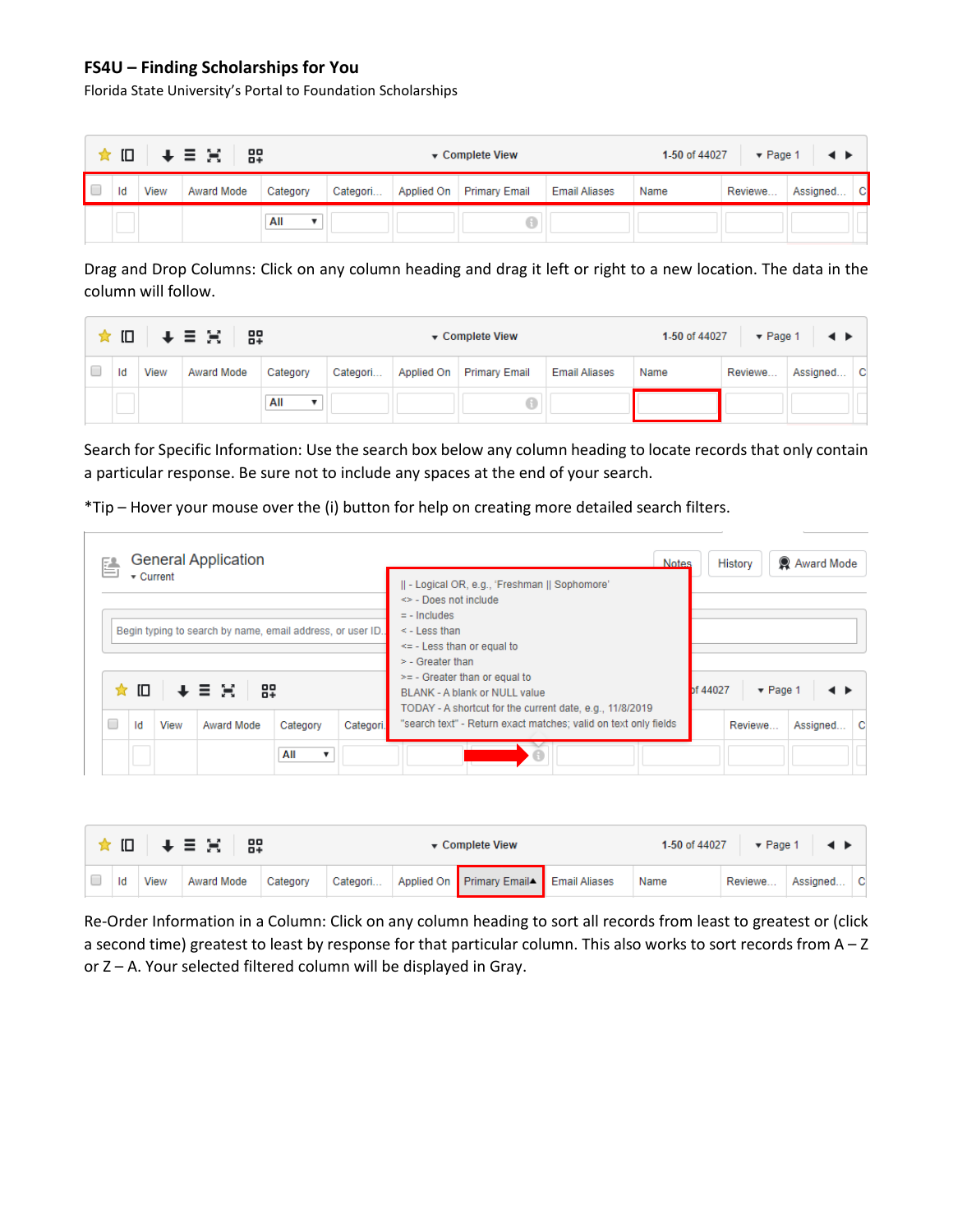**FS4U – Finding Scholarships for You**

Florida State University's Portal to Foundation Scholarships

Drag and Drop Columns: Click on any column heading and drag it left or right to a new location. The data in the column will follow.

Search for Specific Information: Use the search box below any column heading to locate records that only contain a particular response. Be sure not to include any spaces at the end of your search.

*Tip – Hover your mouse over the (i) button for help on creating more detailed search filters.

Re-Order Information in a Column: Click on any column heading to sort all records from least to greatest or (click a second time) greatest to least by response for that particular column. This also works to sort records from A – Z or Z – A. Your selected filtered column will be displayed in Gray.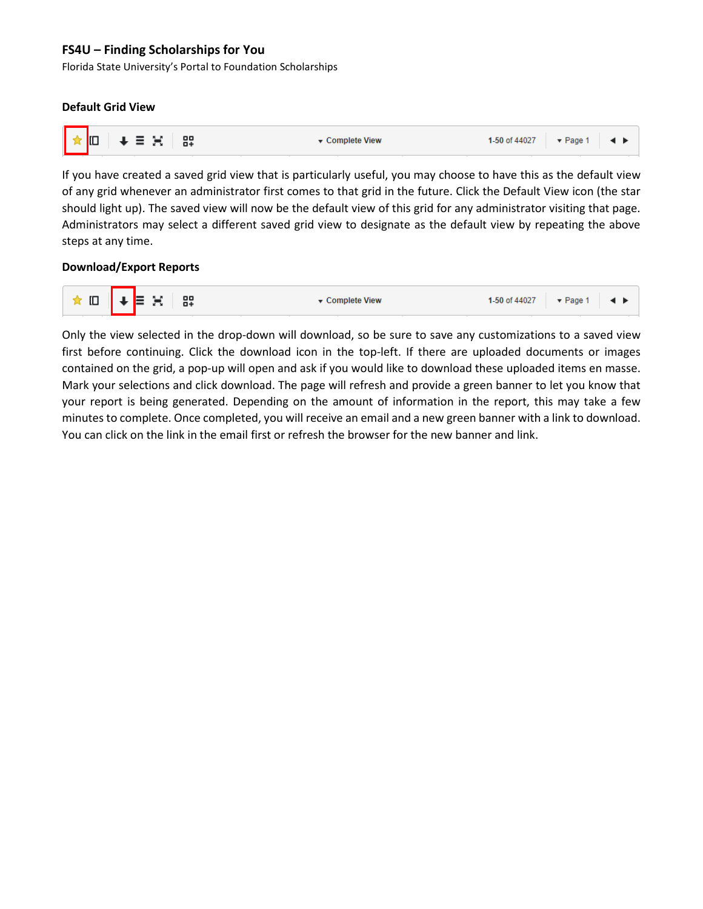**FS4U – Finding Scholarships for You**

Florida State University's Portal to Foundation Scholarships

**Default Grid View**

▾ Complete View 1-50 of 44027 ▾ Page 1

If you have created a saved grid view that is particularly useful, you may choose to have this as the default view of any grid whenever an administrator first comes to that grid in the future. Click the Default View icon (the star should light up). The saved view will now be the default view of this grid for any administrator visiting that page. Administrators may select a different saved grid view to designate as the default view by repeating the above steps at any time.

**Download/Export Reports**

▾ Complete View 1-50 of 44027 ▾ Page 1

Only the view selected in the drop-down will download, so be sure to save any customizations to a saved view first before continuing. Click the download icon in the top-left. If there are uploaded documents or images contained on the grid, a pop-up will open and ask if you would like to download these uploaded items en masse. Mark your selections and click download. The page will refresh and provide a green banner to let you know that your report is being generated. Depending on the amount of information in the report, this may take a few minutes to complete. Once completed, you will receive an email and a new green banner with a link to download. You can click on the link in the email first or refresh the browser for the new banner and link.